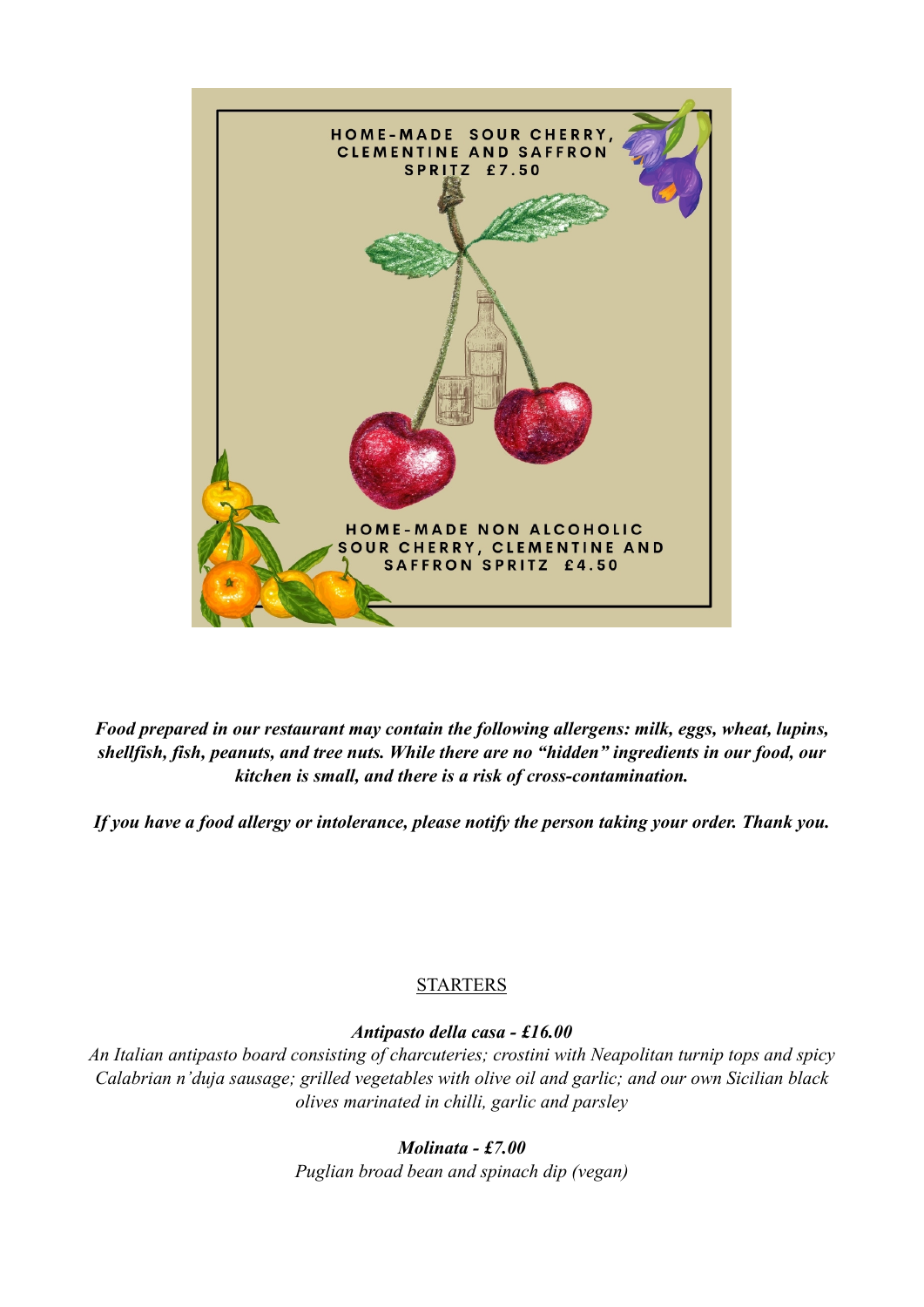HOME-MADE SOUR CHERRY, CLEMENTINE AND SAFFRON SPRITZ £7.50

HOME-MADE NON ALCOHOLIC SOUR CHERRY, CLEMENTINE AND SAFFRON SPRITZ £4.50

***Food prepared in our restaurant may contain the following allergens: milk, eggs, wheat, lupins, shellfish, fish, peanuts, and tree nuts. While there are no "hidden" ingredients in our food, our kitchen is small, and there is a risk of cross-contamination.***

***If you have a food allergy or intolerance, please notify the person taking your order. Thank you.***

## STARTERS

***Antipasto della casa - £16.00***

*An Italian antipasto board consisting of charcuteries; crostini with Neapolitan turnip tops and spicy Calabrian n'duja sausage; grilled vegetables with olive oil and garlic; and our own Sicilian black olives marinated in chilli, garlic and parsley*

***Molinata - £7.00***

*Puglian broad bean and spinach dip (vegan)*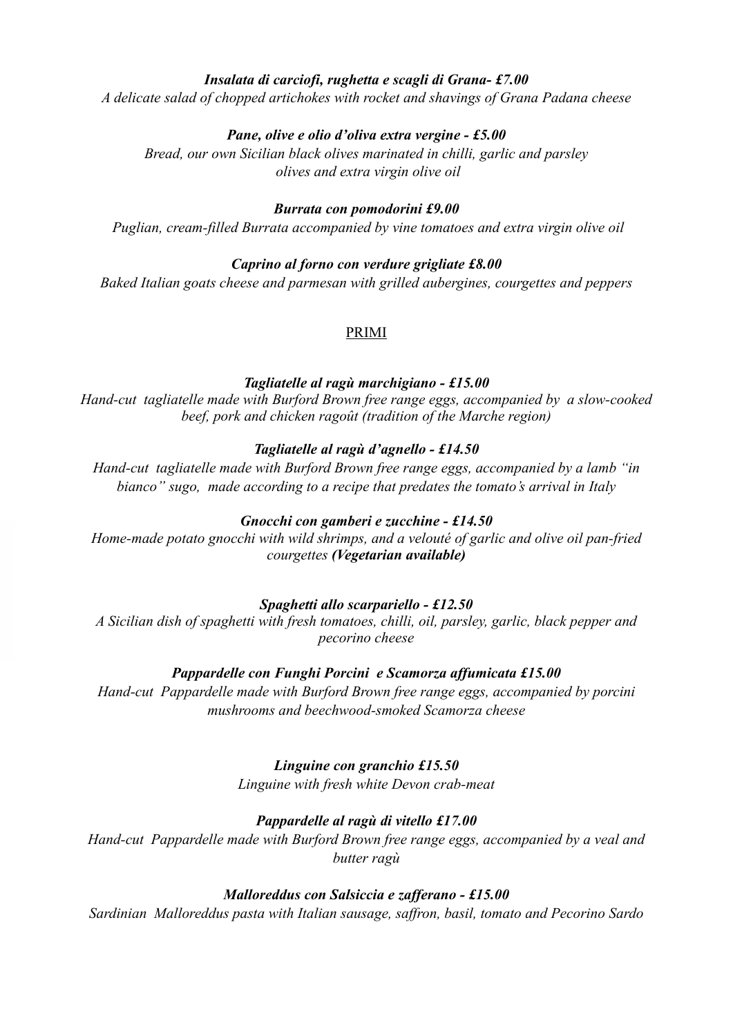***Insalata di carciofi, rughetta e scagli di Grana- £7.00***

*A delicate salad of chopped artichokes with rocket and shavings of Grana Padana cheese*

***Pane, olive e olio d'oliva extra vergine - £5.00***

*Bread, our own Sicilian black olives marinated in chilli, garlic and parsley olives and extra virgin olive oil*

***Burrata con pomodorini £9.00***

*Puglian, cream-filled Burrata accompanied by vine tomatoes and extra virgin olive oil*

***Caprino al forno con verdure grigliate £8.00***

*Baked Italian goats cheese and parmesan with grilled aubergines, courgettes and peppers*

## PRIMI

***Tagliatelle al ragù marchigiano - £15.00***

*Hand-cut tagliatelle made with Burford Brown free range eggs, accompanied by a slow-cooked beef, pork and chicken ragoût (tradition of the Marche region)*

***Tagliatelle al ragù d'agnello - £14.50***

*Hand-cut tagliatelle made with Burford Brown free range eggs, accompanied by a lamb "in bianco" sugo, made according to a recipe that predates the tomato's arrival in Italy*

***Gnocchi con gamberi e zucchine - £14.50***

*Home-made potato gnocchi with wild shrimps, and a velouté of garlic and olive oil pan-fried courgettes* ***(Vegetarian available)***

***Spaghetti allo scarpariello - £12.50***

*A Sicilian dish of spaghetti with fresh tomatoes, chilli, oil, parsley, garlic, black pepper and pecorino cheese*

***Pappardelle con Funghi Porcini e Scamorza affumicata £15.00***

*Hand-cut Pappardelle made with Burford Brown free range eggs, accompanied by porcini mushrooms and beechwood-smoked Scamorza cheese*

***Linguine con granchio £15.50***

*Linguine with fresh white Devon crab-meat*

***Pappardelle al ragù di vitello £17.00***

*Hand-cut Pappardelle made with Burford Brown free range eggs, accompanied by a veal and butter ragù*

***Malloreddus con Salsiccia e zafferano - £15.00***

*Sardinian Malloreddus pasta with Italian sausage, saffron, basil, tomato and Pecorino Sardo*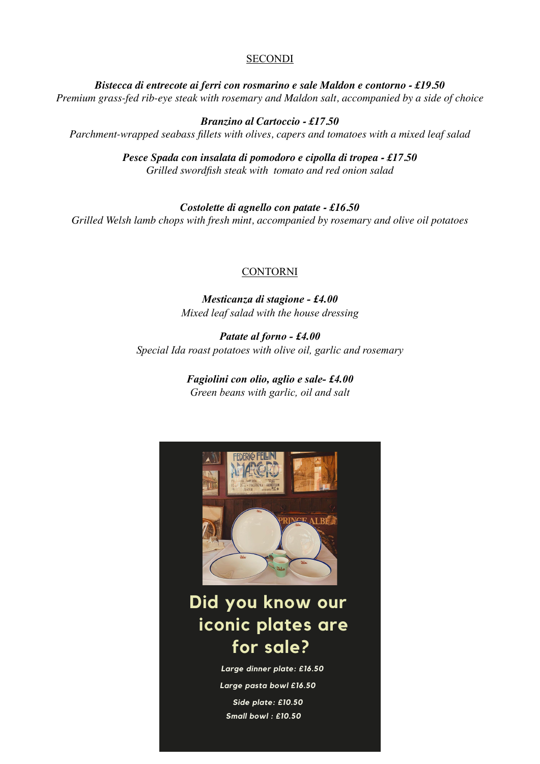## SECONDI

***Bistecca di entrecote ai ferri con rosmarino e sale Maldon e contorno - £19.50***
*Premium grass-fed rib-eye steak with rosemary and Maldon salt, accompanied by a side of choice*

***Branzino al Cartoccio - £17.50***
*Parchment-wrapped seabass fillets with olives, capers and tomatoes with a mixed leaf salad*

***Pesce Spada con insalata di pomodoro e cipolla di tropea - £17.50***
*Grilled swordfish steak with tomato and red onion salad*

***Costolette di agnello con patate - £16.50***
*Grilled Welsh lamb chops with fresh mint, accompanied by rosemary and olive oil potatoes*

## CONTORNI

***Mesticanza di stagione - £4.00***
*Mixed leaf salad with the house dressing*

***Patate al forno - £4.00***
*Special Ida roast potatoes with olive oil, garlic and rosemary*

***Fagiolini con olio, aglio e sale- £4.00***
*Green beans with garlic, oil and salt*

## Did you know our iconic plates are for sale?

***Large dinner plate: £16.50***

***Large pasta bowl £16.50***

***Side plate: £10.50***

***Small bowl : £10.50***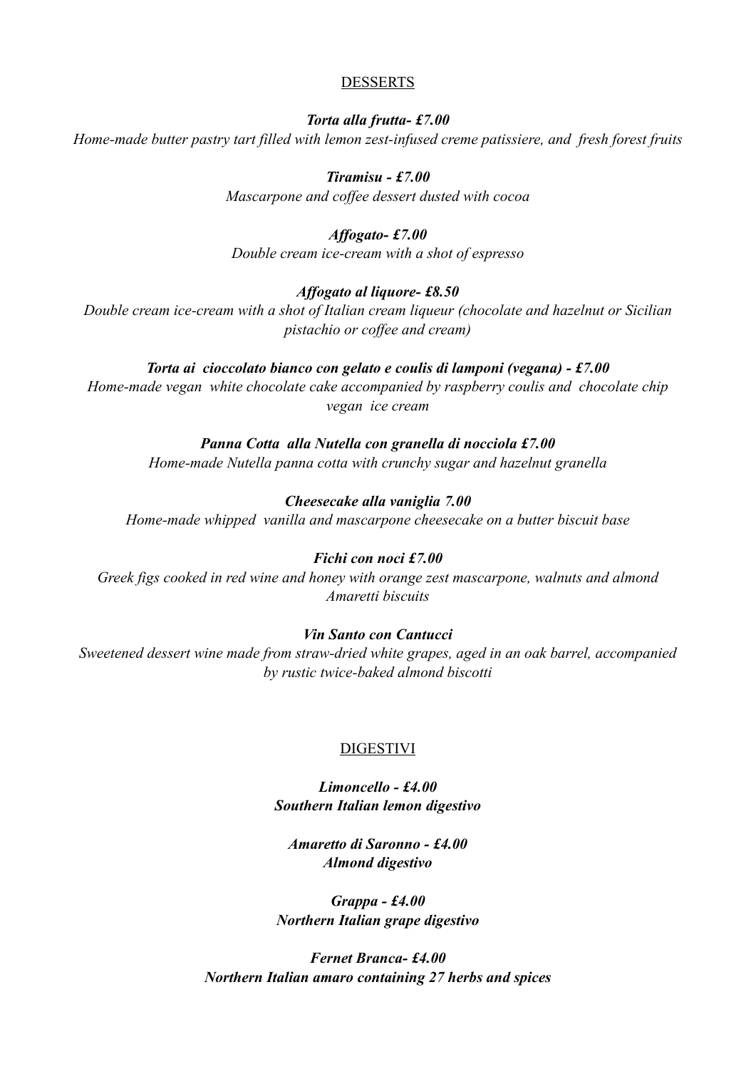## DESSERTS

***Torta alla frutta- £7.00***
*Home-made butter pastry tart filled with lemon zest-infused creme patissiere, and fresh forest fruits*

***Tiramisu - £7.00***
*Mascarpone and coffee dessert dusted with cocoa*

***Affogato- £7.00***
*Double cream ice-cream with a shot of espresso*

***Affogato al liquore- £8.50***
*Double cream ice-cream with a shot of Italian cream liqueur (chocolate and hazelnut or Sicilian pistachio or coffee and cream)*

***Torta ai cioccolato bianco con gelato e coulis di lamponi (vegana) - £7.00***
*Home-made vegan white chocolate cake accompanied by raspberry coulis and chocolate chip vegan ice cream*

***Panna Cotta alla Nutella con granella di nocciola £7.00***
*Home-made Nutella panna cotta with crunchy sugar and hazelnut granella*

***Cheesecake alla vaniglia 7.00***
*Home-made whipped vanilla and mascarpone cheesecake on a butter biscuit base*

***Fichi con noci £7.00***
*Greek figs cooked in red wine and honey with orange zest mascarpone, walnuts and almond Amaretti biscuits*

***Vin Santo con Cantucci***
*Sweetened dessert wine made from straw-dried white grapes, aged in an oak barrel, accompanied by rustic twice-baked almond biscotti*

## DIGESTIVI

***Limoncello - £4.00***
***Southern Italian lemon digestivo***

***Amaretto di Saronno - £4.00***
***Almond digestivo***

***Grappa - £4.00***
***Northern Italian grape digestivo***

***Fernet Branca- £4.00***
***Northern Italian amaro containing 27 herbs and spices***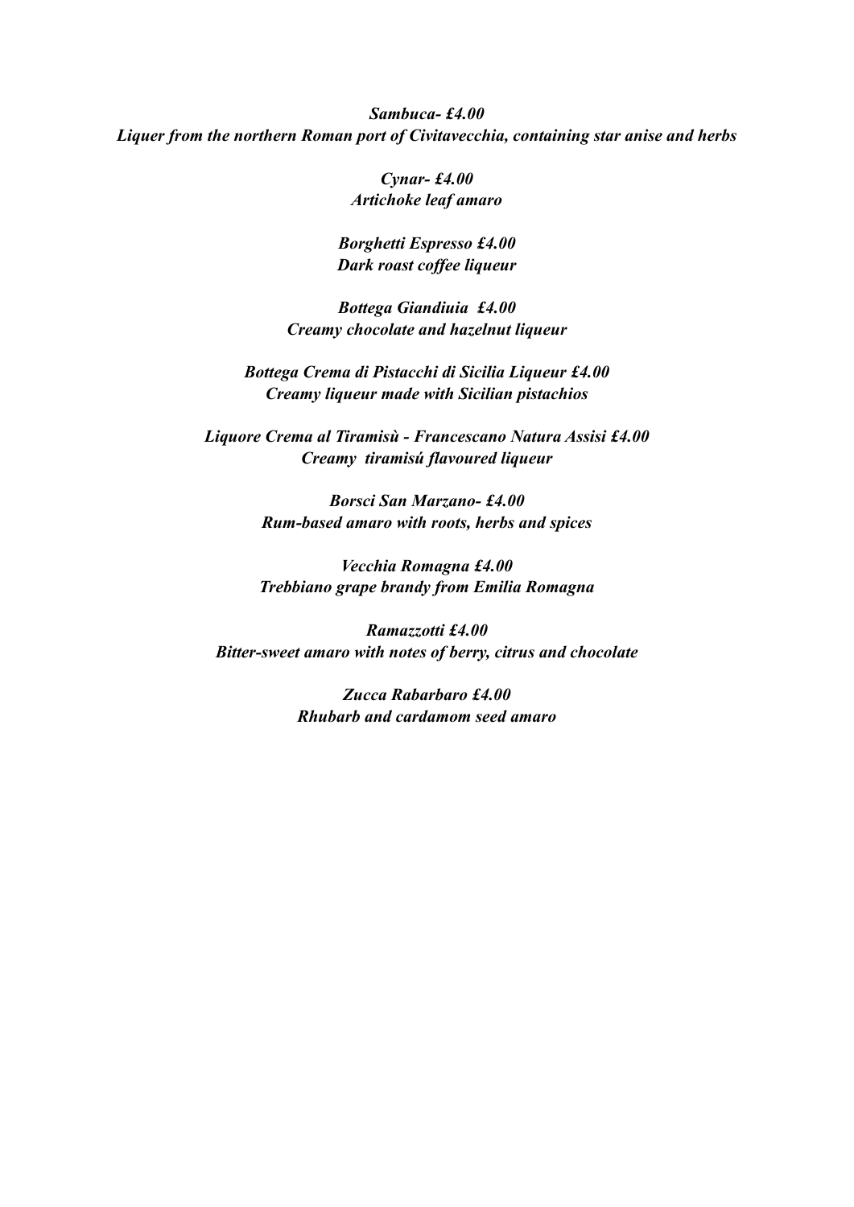***Sambuca- £4.00***
***Liquer from the northern Roman port of Civitavecchia, containing star anise and herbs***

***Cynar- £4.00***
***Artichoke leaf amaro***

***Borghetti Espresso £4.00***
***Dark roast coffee liqueur***

***Bottega Giandiuia  £4.00***
***Creamy chocolate and hazelnut liqueur***

***Bottega Crema di Pistacchi di Sicilia Liqueur £4.00***
***Creamy liqueur made with Sicilian pistachios***

***Liquore Crema al Tiramisù - Francescano Natura Assisi £4.00***
***Creamy  tiramisú flavoured liqueur***

***Borsci San Marzano- £4.00***
***Rum-based amaro with roots, herbs and spices***

***Vecchia Romagna £4.00***
***Trebbiano grape brandy from Emilia Romagna***

***Ramazzotti £4.00***
***Bitter-sweet amaro with notes of berry, citrus and chocolate***

***Zucca Rabarbaro £4.00***
***Rhubarb and cardamom seed amaro***